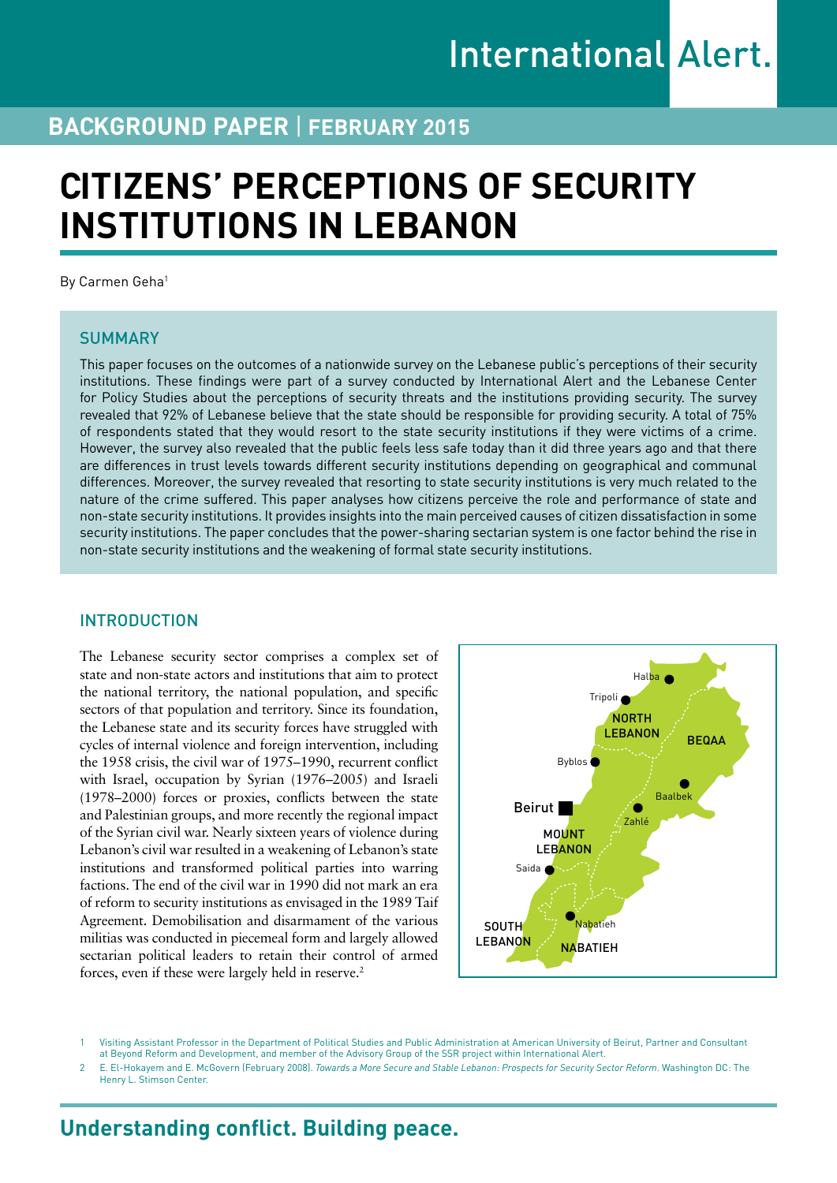# CITIZENS' PERCEPTIONS OF SECURITY INSTITUTIONS IN LEBANON

**BACKGROUND PAPER | FEBRUARY 2015**

By Carmen Geha[1]

## SUMMARY

This paper focuses on the outcomes of a nationwide survey on the Lebanese public's perceptions of their security institutions. These findings were part of a survey conducted by International Alert and the Lebanese Center for Policy Studies about the perceptions of security threats and the institutions providing security. The survey revealed that 92% of Lebanese believe that the state should be responsible for providing security. A total of 75% of respondents stated that they would resort to the state security institutions if they were victims of a crime. However, the survey also revealed that the public feels less safe today than it did three years ago and that there are differences in trust levels towards different security institutions depending on geographical and communal differences. Moreover, the survey revealed that resorting to state security institutions is very much related to the nature of the crime suffered. This paper analyses how citizens perceive the role and performance of state and non-state security institutions. It provides insights into the main perceived causes of citizen dissatisfaction in some security institutions. The paper concludes that the power-sharing sectarian system is one factor behind the rise in non-state security institutions and the weakening of formal state security institutions.

## INTRODUCTION

The Lebanese security sector comprises a complex set of state and non-state actors and institutions that aim to protect the national territory, the national population, and specific sectors of that population and territory. Since its foundation, the Lebanese state and its security forces have struggled with cycles of internal violence and foreign intervention, including the 1958 crisis, the civil war of 1975–1990, recurrent conflict with Israel, occupation by Syrian (1976–2005) and Israeli (1978–2000) forces or proxies, conflicts between the state and Palestinian groups, and more recently the regional impact of the Syrian civil war. Nearly sixteen years of violence during Lebanon's civil war resulted in a weakening of Lebanon's state institutions and transformed political parties into warring factions. The end of the civil war in 1990 did not mark an era of reform to security institutions as envisaged in the 1989 Taif Agreement. Demobilisation and disarmament of the various militias was conducted in piecemeal form and largely allowed sectarian political leaders to retain their control of armed forces, even if these were largely held in reserve.[2]

[1] Visiting Assistant Professor in the Department of Political Studies and Public Administration at American University of Beirut, Partner and Consultant at Beyond Reform and Development, and member of the Advisory Group of the SSR project within International Alert.

[2] E. El-Hokayem and E. McGovern (February 2008). *Towards a More Secure and Stable Lebanon: Prospects for Security Sector Reform*. Washington DC: The Henry L. Stimson Center.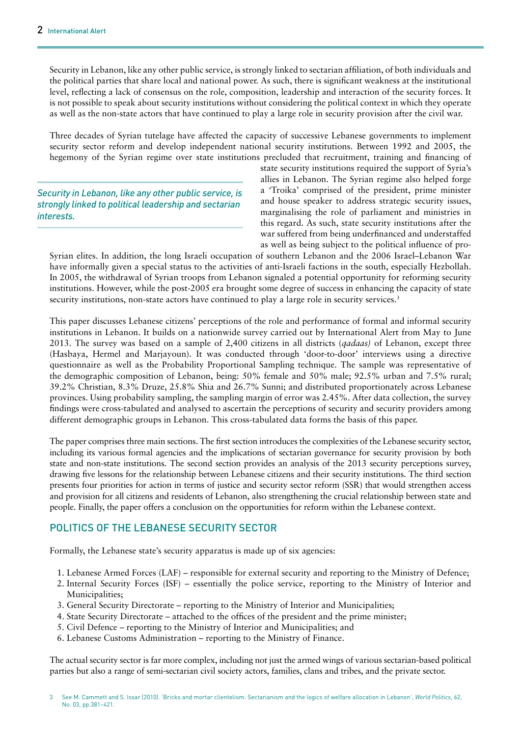Security in Lebanon, like any other public service, is strongly linked to sectarian affiliation, of both individuals and the political parties that share local and national power. As such, there is significant weakness at the institutional level, reflecting a lack of consensus on the role, composition, leadership and interaction of the security forces. It is not possible to speak about security institutions without considering the political context in which they operate as well as the non-state actors that have continued to play a large role in security provision after the civil war.

Three decades of Syrian tutelage have affected the capacity of successive Lebanese governments to implement security sector reform and develop independent national security institutions. Between 1992 and 2005, the hegemony of the Syrian regime over state institutions precluded that recruitment, training and financing of state security institutions required the support of Syria's allies in Lebanon. The Syrian regime also helped forge a 'Troika' comprised of the president, prime minister and house speaker to address strategic security issues, marginalising the role of parliament and ministries in this regard. As such, state security institutions after the war suffered from being underfinanced and understaffed as well as being subject to the political influence of pro-Syrian elites. In addition, the long Israeli occupation of southern Lebanon and the 2006 Israel–Lebanon War have informally given a special status to the activities of anti-Israeli factions in the south, especially Hezbollah. In 2005, the withdrawal of Syrian troops from Lebanon signaled a potential opportunity for reforming security institutions. However, while the post-2005 era brought some degree of success in enhancing the capacity of state security institutions, non-state actors have continued to play a large role in security services.[3]

> *Security in Lebanon, like any other public service, is strongly linked to political leadership and sectarian interests.*

This paper discusses Lebanese citizens' perceptions of the role and performance of formal and informal security institutions in Lebanon. It builds on a nationwide survey carried out by International Alert from May to June 2013. The survey was based on a sample of 2,400 citizens in all districts (*qadaas)* of Lebanon, except three (Hasbaya, Hermel and Marjayoun). It was conducted through 'door-to-door' interviews using a directive questionnaire as well as the Probability Proportional Sampling technique. The sample was representative of the demographic composition of Lebanon, being: 50% female and 50% male; 92.5% urban and 7.5% rural; 39.2% Christian, 8.3% Druze, 25.8% Shia and 26.7% Sunni; and distributed proportionately across Lebanese provinces. Using probability sampling, the sampling margin of error was 2.45%. After data collection, the survey findings were cross-tabulated and analysed to ascertain the perceptions of security and security providers among different demographic groups in Lebanon. This cross-tabulated data forms the basis of this paper.

The paper comprises three main sections. The first section introduces the complexities of the Lebanese security sector, including its various formal agencies and the implications of sectarian governance for security provision by both state and non-state institutions. The second section provides an analysis of the 2013 security perceptions survey, drawing five lessons for the relationship between Lebanese citizens and their security institutions. The third section presents four priorities for action in terms of justice and security sector reform (SSR) that would strengthen access and provision for all citizens and residents of Lebanon, also strengthening the crucial relationship between state and people. Finally, the paper offers a conclusion on the opportunities for reform within the Lebanese context.

## POLITICS OF THE LEBANESE SECURITY SECTOR

Formally, the Lebanese state's security apparatus is made up of six agencies:

1. Lebanese Armed Forces (LAF) – responsible for external security and reporting to the Ministry of Defence;
2. Internal Security Forces (ISF) – essentially the police service, reporting to the Ministry of Interior and Municipalities;
3. General Security Directorate – reporting to the Ministry of Interior and Municipalities;
4. State Security Directorate – attached to the offices of the president and the prime minister;
5. Civil Defence – reporting to the Ministry of Interior and Municipalities; and
6. Lebanese Customs Administration – reporting to the Ministry of Finance.

The actual security sector is far more complex, including not just the armed wings of various sectarian-based political parties but also a range of semi-sectarian civil society actors, families, clans and tribes, and the private sector.

[3] See M. Cammett and S. Issar (2010). 'Bricks and mortar clientelism: Sectarianism and the logics of welfare allocation in Lebanon', *World Politics*, 62, No. 03, pp.381–421.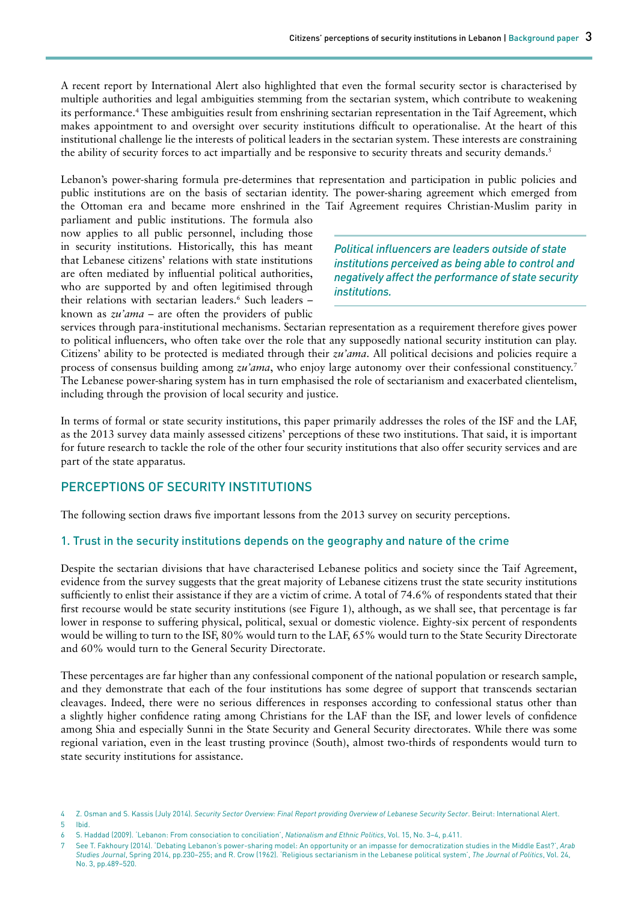A recent report by International Alert also highlighted that even the formal security sector is characterised by multiple authorities and legal ambiguities stemming from the sectarian system, which contribute to weakening its performance.[4] These ambiguities result from enshrining sectarian representation in the Taif Agreement, which makes appointment to and oversight over security institutions difficult to operationalise. At the heart of this institutional challenge lie the interests of political leaders in the sectarian system. These interests are constraining the ability of security forces to act impartially and be responsive to security threats and security demands.[5]

Lebanon's power-sharing formula pre-determines that representation and participation in public policies and public institutions are on the basis of sectarian identity. The power-sharing agreement which emerged from the Ottoman era and became more enshrined in the Taif Agreement requires Christian-Muslim parity in parliament and public institutions. The formula also now applies to all public personnel, including those in security institutions. Historically, this has meant that Lebanese citizens' relations with state institutions are often mediated by influential political authorities, who are supported by and often legitimised through their relations with sectarian leaders.[6] Such leaders – known as *zu'ama* – are often the providers of public services through para-institutional mechanisms. Sectarian representation as a requirement therefore gives power to political influencers, who often take over the role that any supposedly national security institution can play. Citizens' ability to be protected is mediated through their *zu'ama*. All political decisions and policies require a process of consensus building among *zu'ama*, who enjoy large autonomy over their confessional constituency.[7] The Lebanese power-sharing system has in turn emphasised the role of sectarianism and exacerbated clientelism, including through the provision of local security and justice.

> *Political influencers are leaders outside of state institutions perceived as being able to control and negatively affect the performance of state security institutions.*

In terms of formal or state security institutions, this paper primarily addresses the roles of the ISF and the LAF, as the 2013 survey data mainly assessed citizens' perceptions of these two institutions. That said, it is important for future research to tackle the role of the other four security institutions that also offer security services and are part of the state apparatus.

## PERCEPTIONS OF SECURITY INSTITUTIONS

The following section draws five important lessons from the 2013 survey on security perceptions.

### 1. Trust in the security institutions depends on the geography and nature of the crime

Despite the sectarian divisions that have characterised Lebanese politics and society since the Taif Agreement, evidence from the survey suggests that the great majority of Lebanese citizens trust the state security institutions sufficiently to enlist their assistance if they are a victim of crime. A total of 74.6% of respondents stated that their first recourse would be state security institutions (see Figure 1), although, as we shall see, that percentage is far lower in response to suffering physical, political, sexual or domestic violence. Eighty-six percent of respondents would be willing to turn to the ISF, 80% would turn to the LAF, 65% would turn to the State Security Directorate and 60% would turn to the General Security Directorate.

These percentages are far higher than any confessional component of the national population or research sample, and they demonstrate that each of the four institutions has some degree of support that transcends sectarian cleavages. Indeed, there were no serious differences in responses according to confessional status other than a slightly higher confidence rating among Christians for the LAF than the ISF, and lower levels of confidence among Shia and especially Sunni in the State Security and General Security directorates. While there was some regional variation, even in the least trusting province (South), almost two-thirds of respondents would turn to state security institutions for assistance.

---

4 Z. Osman and S. Kassis (July 2014). *Security Sector Overview: Final Report providing Overview of Lebanese Security Sector*. Beirut: International Alert.

5 Ibid.

6 S. Haddad (2009). 'Lebanon: From consociation to conciliation', *Nationalism and Ethnic Politics*, Vol. 15, No. 3–4, p.411.

7 See T. Fakhoury (2014). 'Debating Lebanon's power-sharing model: An opportunity or an impasse for democratization studies in the Middle East?', *Arab Studies Journal*, Spring 2014, pp.230–255; and R. Crow (1962). 'Religious sectarianism in the Lebanese political system', *The Journal of Politics*, Vol. 24, No. 3, pp.489–520.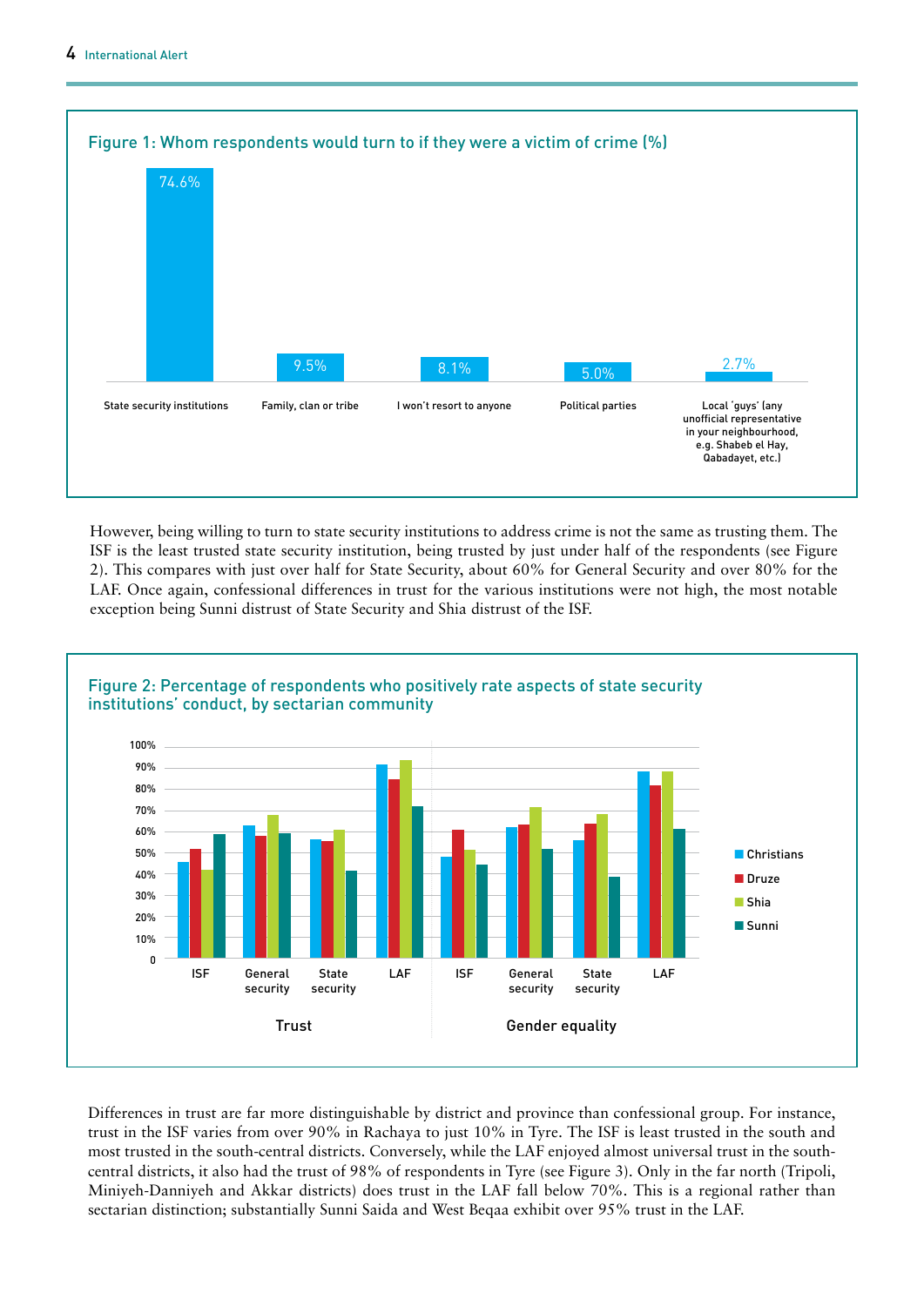Figure 1: Whom respondents would turn to if they were a victim of crime (%)

| Category | % |
|---|---|
| State security institutions | 74.6% |
| Family, clan or tribe | 9.5% |
| I won't resort to anyone | 8.1% |
| Political parties | 5.0% |
| Local 'guys' (any unofficial representative in your neighbourhood, e.g. Shabeb el Hay, Qabadayet, etc.) | 2.7% |

However, being willing to turn to state security institutions to address crime is not the same as trusting them. The ISF is the least trusted state security institution, being trusted by just under half of the respondents (see Figure 2). This compares with just over half for State Security, about 60% for General Security and over 80% for the LAF. Once again, confessional differences in trust for the various institutions were not high, the most notable exception being Sunni distrust of State Security and Shia distrust of the ISF.

Figure 2: Percentage of respondents who positively rate aspects of state security institutions' conduct, by sectarian community

Differences in trust are far more distinguishable by district and province than confessional group. For instance, trust in the ISF varies from over 90% in Rachaya to just 10% in Tyre. The ISF is least trusted in the south and most trusted in the south-central districts. Conversely, while the LAF enjoyed almost universal trust in the south-central districts, it also had the trust of 98% of respondents in Tyre (see Figure 3). Only in the far north (Tripoli, Miniyeh-Danniyeh and Akkar districts) does trust in the LAF fall below 70%. This is a regional rather than sectarian distinction; substantially Sunni Saida and West Beqaa exhibit over 95% trust in the LAF.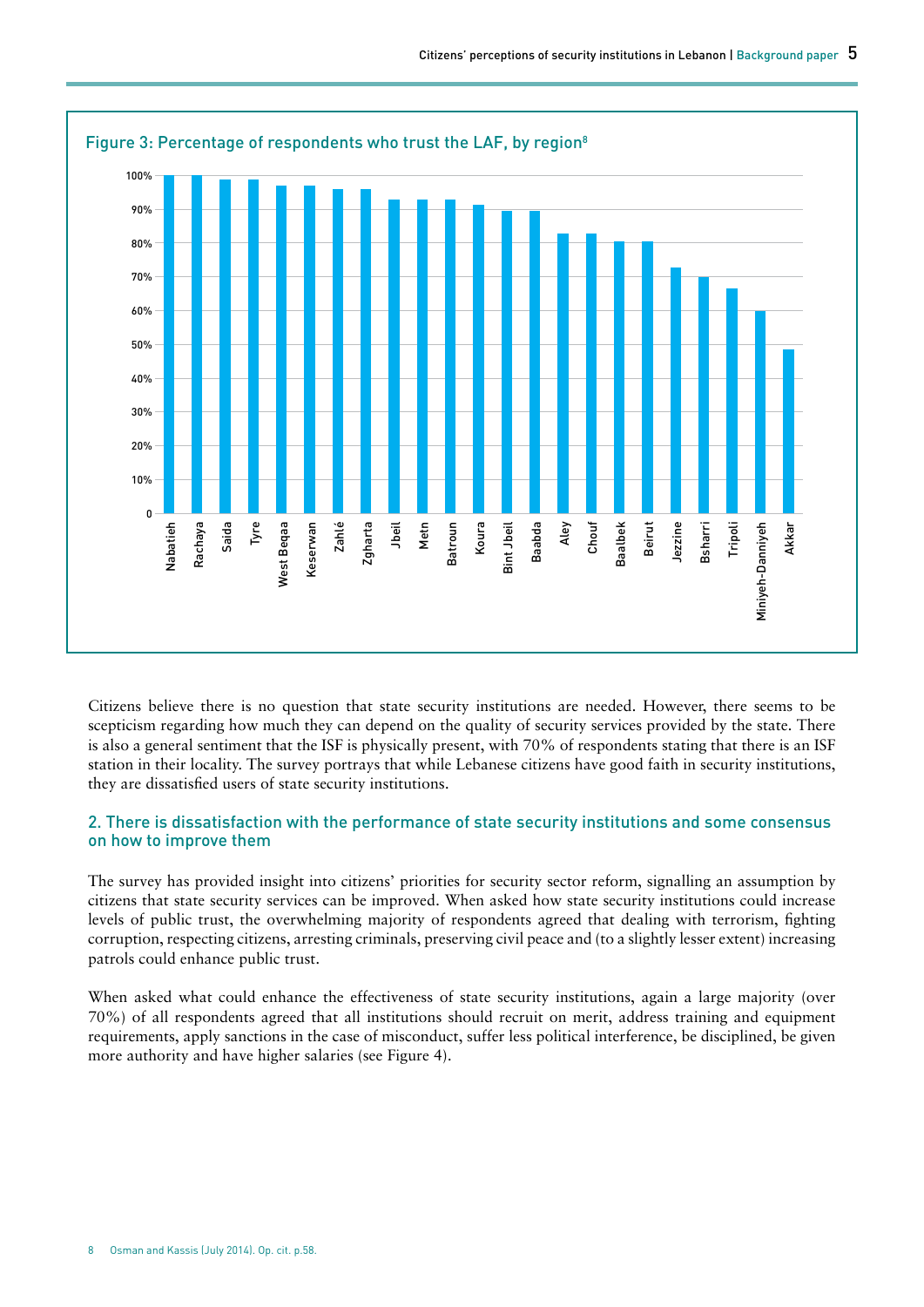Figure 3: Percentage of respondents who trust the LAF, by region[8]

Citizens believe there is no question that state security institutions are needed. However, there seems to be scepticism regarding how much they can depend on the quality of security services provided by the state. There is also a general sentiment that the ISF is physically present, with 70% of respondents stating that there is an ISF station in their locality. The survey portrays that while Lebanese citizens have good faith in security institutions, they are dissatisfied users of state security institutions.

## 2. There is dissatisfaction with the performance of state security institutions and some consensus on how to improve them

The survey has provided insight into citizens' priorities for security sector reform, signalling an assumption by citizens that state security services can be improved. When asked how state security institutions could increase levels of public trust, the overwhelming majority of respondents agreed that dealing with terrorism, fighting corruption, respecting citizens, arresting criminals, preserving civil peace and (to a slightly lesser extent) increasing patrols could enhance public trust.

When asked what could enhance the effectiveness of state security institutions, again a large majority (over 70%) of all respondents agreed that all institutions should recruit on merit, address training and equipment requirements, apply sanctions in the case of misconduct, suffer less political interference, be disciplined, be given more authority and have higher salaries (see Figure 4).

8 Osman and Kassis (July 2014). Op. cit. p.58.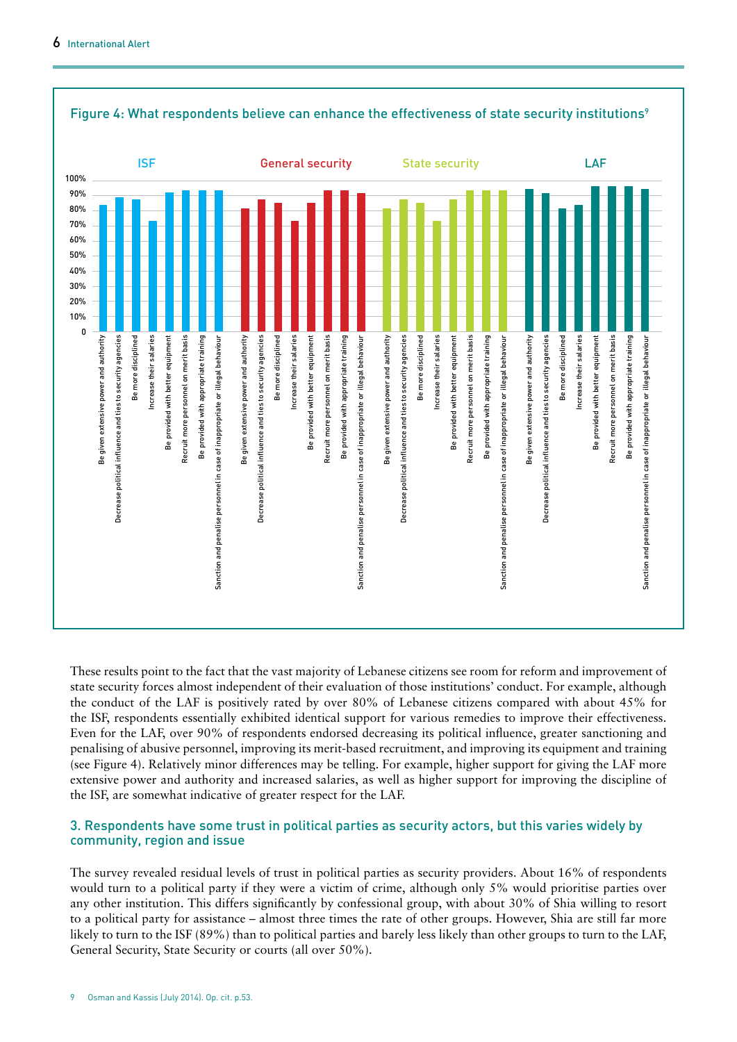### Figure 4: What respondents believe can enhance the effectiveness of state security institutions[9]

ISF | General security | State security | LAF

Be given extensive power and authority; Decrease political influence and ties to security agencies; Be more disciplined; Increase their salaries; Be provided with better equipment; Recruit more personnel on merit basis; Be provided with appropriate training; Sanction and penalise personnel in case of inappropriate or illegal behaviour

These results point to the fact that the vast majority of Lebanese citizens see room for reform and improvement of state security forces almost independent of their evaluation of those institutions' conduct. For example, although the conduct of the LAF is positively rated by over 80% of Lebanese citizens compared with about 45% for the ISF, respondents essentially exhibited identical support for various remedies to improve their effectiveness. Even for the LAF, over 90% of respondents endorsed decreasing its political influence, greater sanctioning and penalising of abusive personnel, improving its merit-based recruitment, and improving its equipment and training (see Figure 4). Relatively minor differences may be telling. For example, higher support for giving the LAF more extensive power and authority and increased salaries, as well as higher support for improving the discipline of the ISF, are somewhat indicative of greater respect for the LAF.

## 3. Respondents have some trust in political parties as security actors, but this varies widely by community, region and issue

The survey revealed residual levels of trust in political parties as security providers. About 16% of respondents would turn to a political party if they were a victim of crime, although only 5% would prioritise parties over any other institution. This differs significantly by confessional group, with about 30% of Shia willing to resort to a political party for assistance – almost three times the rate of other groups. However, Shia are still far more likely to turn to the ISF (89%) than to political parties and barely less likely than other groups to turn to the LAF, General Security, State Security or courts (all over 50%).

9 Osman and Kassis (July 2014). Op. cit. p.53.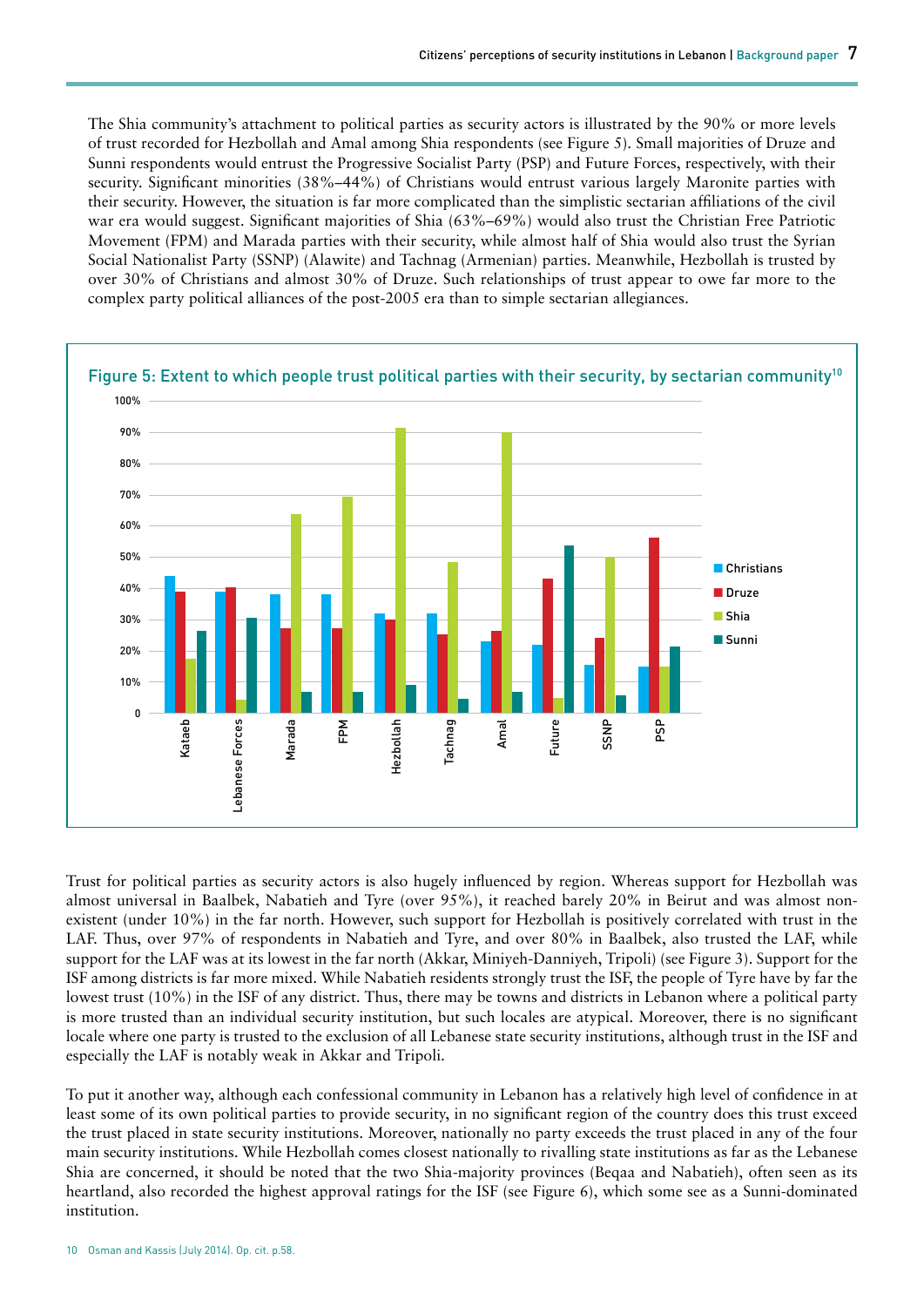The Shia community's attachment to political parties as security actors is illustrated by the 90% or more levels of trust recorded for Hezbollah and Amal among Shia respondents (see Figure 5). Small majorities of Druze and Sunni respondents would entrust the Progressive Socialist Party (PSP) and Future Forces, respectively, with their security. Significant minorities (38%–44%) of Christians would entrust various largely Maronite parties with their security. However, the situation is far more complicated than the simplistic sectarian affiliations of the civil war era would suggest. Significant majorities of Shia (63%–69%) would also trust the Christian Free Patriotic Movement (FPM) and Marada parties with their security, while almost half of Shia would also trust the Syrian Social Nationalist Party (SSNP) (Alawite) and Tachnag (Armenian) parties. Meanwhile, Hezbollah is trusted by over 30% of Christians and almost 30% of Druze. Such relationships of trust appear to owe far more to the complex party political alliances of the post-2005 era than to simple sectarian allegiances.

**Figure 5: Extent to which people trust political parties with their security, by sectarian community**[10]

| Party | Christians | Druze | Shia | Sunni |
|---|---|---|---|---|
| Kataeb | 44% | 39% | 17% | 26% |
| Lebanese Forces | 39% | 40% | 4% | 30% |
| Marada | 38% | 27% | 64% | 7% |
| FPM | 38% | 27% | 69% | 7% |
| Hezbollah | 32% | 30% | 91% | 9% |
| Tachnag | 32% | 25% | 48% | 5% |
| Amal | 23% | 26% | 90% | 7% |
| Future | 22% | 43% | 5% | 54% |
| SSNP | 15% | 24% | 50% | 6% |
| PSP | 15% | 56% | 15% | 21% |

Trust for political parties as security actors is also hugely influenced by region. Whereas support for Hezbollah was almost universal in Baalbek, Nabatieh and Tyre (over 95%), it reached barely 20% in Beirut and was almost non-existent (under 10%) in the far north. However, such support for Hezbollah is positively correlated with trust in the LAF. Thus, over 97% of respondents in Nabatieh and Tyre, and over 80% in Baalbek, also trusted the LAF, while support for the LAF was at its lowest in the far north (Akkar, Miniyeh-Danniyeh, Tripoli) (see Figure 3). Support for the ISF among districts is far more mixed. While Nabatieh residents strongly trust the ISF, the people of Tyre have by far the lowest trust (10%) in the ISF of any district. Thus, there may be towns and districts in Lebanon where a political party is more trusted than an individual security institution, but such locales are atypical. Moreover, there is no significant locale where one party is trusted to the exclusion of all Lebanese state security institutions, although trust in the ISF and especially the LAF is notably weak in Akkar and Tripoli.

To put it another way, although each confessional community in Lebanon has a relatively high level of confidence in at least some of its own political parties to provide security, in no significant region of the country does this trust exceed the trust placed in state security institutions. Moreover, nationally no party exceeds the trust placed in any of the four main security institutions. While Hezbollah comes closest nationally to rivalling state institutions as far as the Lebanese Shia are concerned, it should be noted that the two Shia-majority provinces (Beqaa and Nabatieh), often seen as its heartland, also recorded the highest approval ratings for the ISF (see Figure 6), which some see as a Sunni-dominated institution.

10 Osman and Kassis (July 2014). Op. cit. p.58.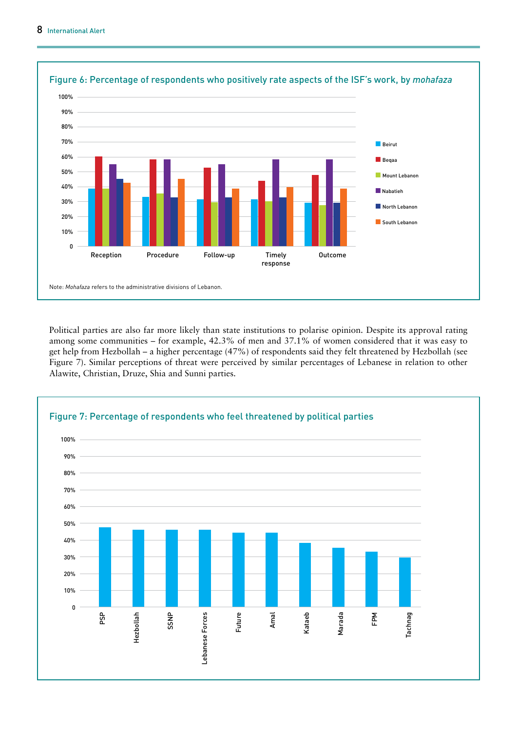**Figure 6: Percentage of respondents who positively rate aspects of the ISF's work, by *mohafaza***

Note: *Mohafaza* refers to the administrative divisions of Lebanon.

Political parties are also far more likely than state institutions to polarise opinion. Despite its approval rating among some communities – for example, 42.3% of men and 37.1% of women considered that it was easy to get help from Hezbollah – a higher percentage (47%) of respondents said they felt threatened by Hezbollah (see Figure 7). Similar perceptions of threat were perceived by similar percentages of Lebanese in relation to other Alawite, Christian, Druze, Shia and Sunni parties.

**Figure 7: Percentage of respondents who feel threatened by political parties**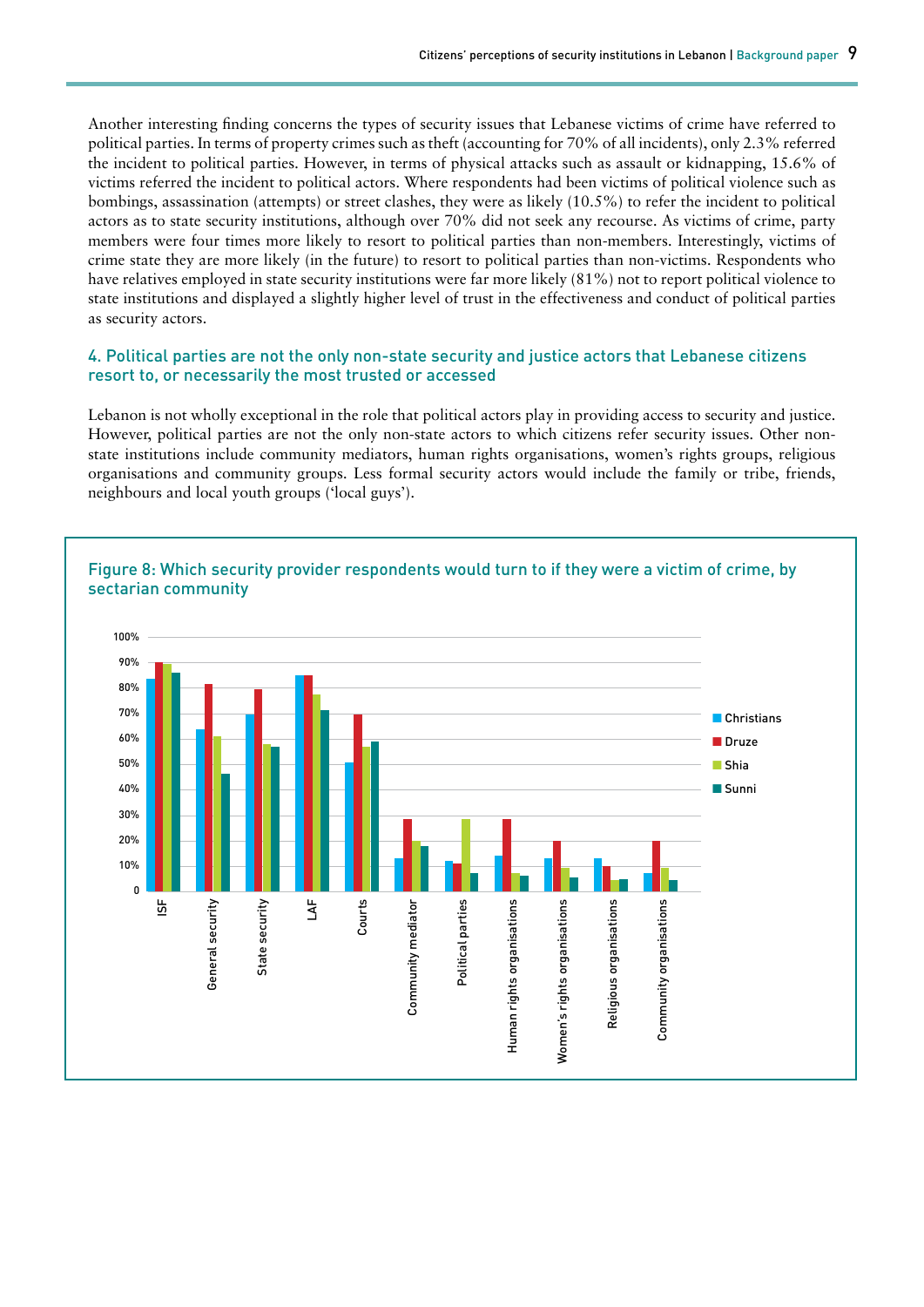Another interesting finding concerns the types of security issues that Lebanese victims of crime have referred to political parties. In terms of property crimes such as theft (accounting for 70% of all incidents), only 2.3% referred the incident to political parties. However, in terms of physical attacks such as assault or kidnapping, 15.6% of victims referred the incident to political actors. Where respondents had been victims of political violence such as bombings, assassination (attempts) or street clashes, they were as likely (10.5%) to refer the incident to political actors as to state security institutions, although over 70% did not seek any recourse. As victims of crime, party members were four times more likely to resort to political parties than non-members. Interestingly, victims of crime state they are more likely (in the future) to resort to political parties than non-victims. Respondents who have relatives employed in state security institutions were far more likely (81%) not to report political violence to state institutions and displayed a slightly higher level of trust in the effectiveness and conduct of political parties as security actors.

### 4. Political parties are not the only non-state security and justice actors that Lebanese citizens resort to, or necessarily the most trusted or accessed

Lebanon is not wholly exceptional in the role that political actors play in providing access to security and justice. However, political parties are not the only non-state actors to which citizens refer security issues. Other non-state institutions include community mediators, human rights organisations, women's rights groups, religious organisations and community groups. Less formal security actors would include the family or tribe, friends, neighbours and local youth groups ('local guys').

Figure 8: Which security provider respondents would turn to if they were a victim of crime, by sectarian community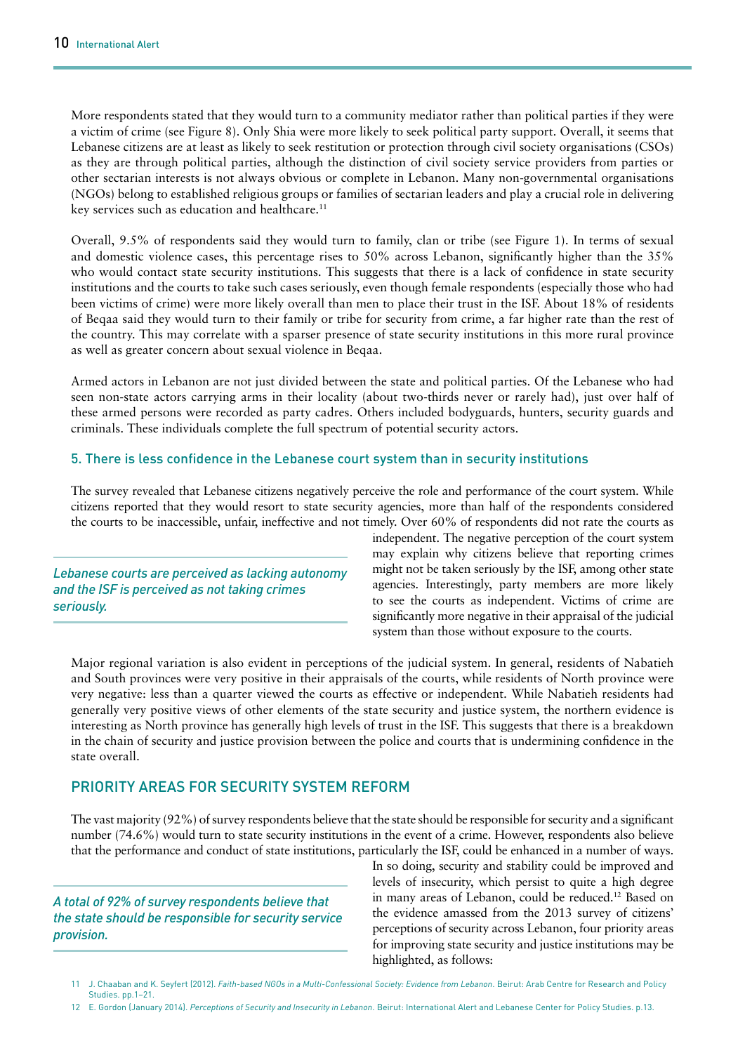More respondents stated that they would turn to a community mediator rather than political parties if they were a victim of crime (see Figure 8). Only Shia were more likely to seek political party support. Overall, it seems that Lebanese citizens are at least as likely to seek restitution or protection through civil society organisations (CSOs) as they are through political parties, although the distinction of civil society service providers from parties or other sectarian interests is not always obvious or complete in Lebanon. Many non-governmental organisations (NGOs) belong to established religious groups or families of sectarian leaders and play a crucial role in delivering key services such as education and healthcare.[11]

Overall, 9.5% of respondents said they would turn to family, clan or tribe (see Figure 1). In terms of sexual and domestic violence cases, this percentage rises to 50% across Lebanon, significantly higher than the 35% who would contact state security institutions. This suggests that there is a lack of confidence in state security institutions and the courts to take such cases seriously, even though female respondents (especially those who had been victims of crime) were more likely overall than men to place their trust in the ISF. About 18% of residents of Beqaa said they would turn to their family or tribe for security from crime, a far higher rate than the rest of the country. This may correlate with a sparser presence of state security institutions in this more rural province as well as greater concern about sexual violence in Beqaa.

Armed actors in Lebanon are not just divided between the state and political parties. Of the Lebanese who had seen non-state actors carrying arms in their locality (about two-thirds never or rarely had), just over half of these armed persons were recorded as party cadres. Others included bodyguards, hunters, security guards and criminals. These individuals complete the full spectrum of potential security actors.

### 5. There is less confidence in the Lebanese court system than in security institutions

The survey revealed that Lebanese citizens negatively perceive the role and performance of the court system. While citizens reported that they would resort to state security agencies, more than half of the respondents considered the courts to be inaccessible, unfair, ineffective and not timely. Over 60% of respondents did not rate the courts as independent. The negative perception of the court system may explain why citizens believe that reporting crimes might not be taken seriously by the ISF, among other state agencies. Interestingly, party members are more likely to see the courts as independent. Victims of crime are significantly more negative in their appraisal of the judicial system than those without exposure to the courts.

*Lebanese courts are perceived as lacking autonomy and the ISF is perceived as not taking crimes seriously.*

Major regional variation is also evident in perceptions of the judicial system. In general, residents of Nabatieh and South provinces were very positive in their appraisals of the courts, while residents of North province were very negative: less than a quarter viewed the courts as effective or independent. While Nabatieh residents had generally very positive views of other elements of the state security and justice system, the northern evidence is interesting as North province has generally high levels of trust in the ISF. This suggests that there is a breakdown in the chain of security and justice provision between the police and courts that is undermining confidence in the state overall.

## PRIORITY AREAS FOR SECURITY SYSTEM REFORM

The vast majority (92%) of survey respondents believe that the state should be responsible for security and a significant number (74.6%) would turn to state security institutions in the event of a crime. However, respondents also believe that the performance and conduct of state institutions, particularly the ISF, could be enhanced in a number of ways. In so doing, security and stability could be improved and levels of insecurity, which persist to quite a high degree in many areas of Lebanon, could be reduced.[12] Based on the evidence amassed from the 2013 survey of citizens' perceptions of security across Lebanon, four priority areas for improving state security and justice institutions may be highlighted, as follows:

*A total of 92% of survey respondents believe that the state should be responsible for security service provision.*

11 J. Chaaban and K. Seyfert (2012). *Faith-based NGOs in a Multi-Confessional Society: Evidence from Lebanon*. Beirut: Arab Centre for Research and Policy Studies. pp.1–21.

12 E. Gordon (January 2014). *Perceptions of Security and Insecurity in Lebanon*. Beirut: International Alert and Lebanese Center for Policy Studies. p.13.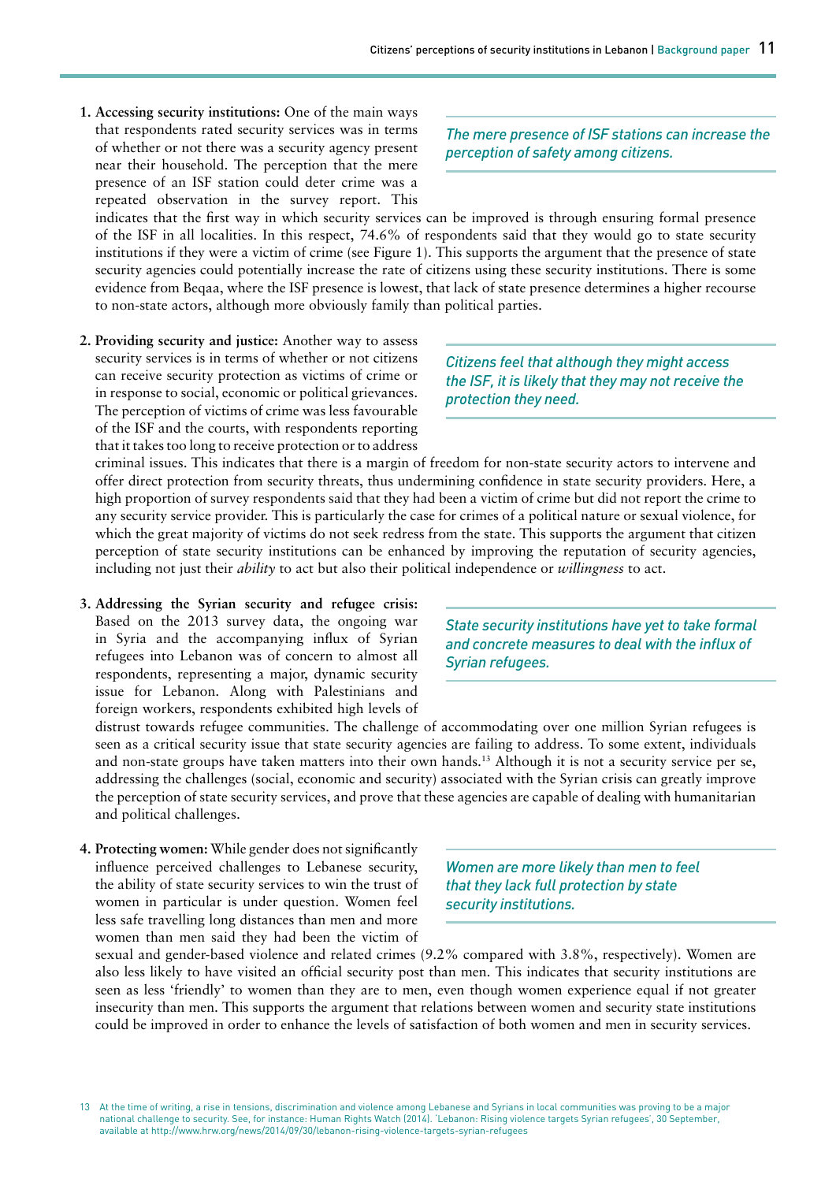1. **Accessing security institutions:** One of the main ways that respondents rated security services was in terms of whether or not there was a security agency present near their household. The perception that the mere presence of an ISF station could deter crime was a repeated observation in the survey report. This indicates that the first way in which security services can be improved is through ensuring formal presence of the ISF in all localities. In this respect, 74.6% of respondents said that they would go to state security institutions if they were a victim of crime (see Figure 1). This supports the argument that the presence of state security agencies could potentially increase the rate of citizens using these security institutions. There is some evidence from Beqaa, where the ISF presence is lowest, that lack of state presence determines a higher recourse to non-state actors, although more obviously family than political parties.

*The mere presence of ISF stations can increase the perception of safety among citizens.*

2. **Providing security and justice:** Another way to assess security services is in terms of whether or not citizens can receive security protection as victims of crime or in response to social, economic or political grievances. The perception of victims of crime was less favourable of the ISF and the courts, with respondents reporting that it takes too long to receive protection or to address criminal issues. This indicates that there is a margin of freedom for non-state security actors to intervene and offer direct protection from security threats, thus undermining confidence in state security providers. Here, a high proportion of survey respondents said that they had been a victim of crime but did not report the crime to any security service provider. This is particularly the case for crimes of a political nature or sexual violence, for which the great majority of victims do not seek redress from the state. This supports the argument that citizen perception of state security institutions can be enhanced by improving the reputation of security agencies, including not just their *ability* to act but also their political independence or *willingness* to act.

*Citizens feel that although they might access the ISF, it is likely that they may not receive the protection they need.*

3. **Addressing the Syrian security and refugee crisis:** Based on the 2013 survey data, the ongoing war in Syria and the accompanying influx of Syrian refugees into Lebanon was of concern to almost all respondents, representing a major, dynamic security issue for Lebanon. Along with Palestinians and foreign workers, respondents exhibited high levels of distrust towards refugee communities. The challenge of accommodating over one million Syrian refugees is seen as a critical security issue that state security agencies are failing to address. To some extent, individuals and non-state groups have taken matters into their own hands.[13] Although it is not a security service per se, addressing the challenges (social, economic and security) associated with the Syrian crisis can greatly improve the perception of state security services, and prove that these agencies are capable of dealing with humanitarian and political challenges.

*State security institutions have yet to take formal and concrete measures to deal with the influx of Syrian refugees.*

4. **Protecting women:** While gender does not significantly influence perceived challenges to Lebanese security, the ability of state security services to win the trust of women in particular is under question. Women feel less safe travelling long distances than men and more women than men said they had been the victim of sexual and gender-based violence and related crimes (9.2% compared with 3.8%, respectively). Women are also less likely to have visited an official security post than men. This indicates that security institutions are seen as less 'friendly' to women than they are to men, even though women experience equal if not greater insecurity than men. This supports the argument that relations between women and security state institutions could be improved in order to enhance the levels of satisfaction of both women and men in security services.

*Women are more likely than men to feel that they lack full protection by state security institutions.*

13 At the time of writing, a rise in tensions, discrimination and violence among Lebanese and Syrians in local communities was proving to be a major national challenge to security. See, for instance: Human Rights Watch (2014). 'Lebanon: Rising violence targets Syrian refugees', 30 September, available at http://www.hrw.org/news/2014/09/30/lebanon-rising-violence-targets-syrian-refugees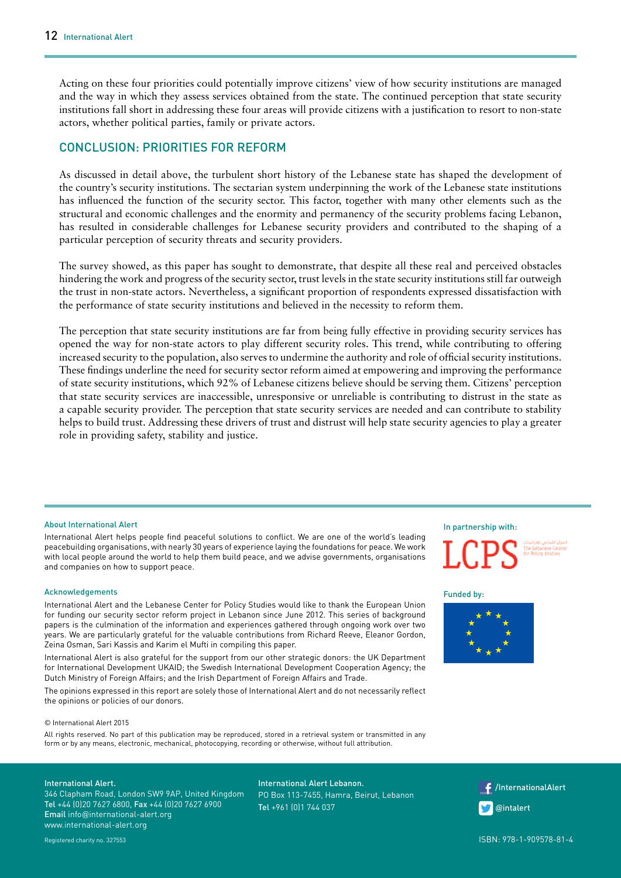Acting on these four priorities could potentially improve citizens' view of how security institutions are managed and the way in which they assess services obtained from the state. The continued perception that state security institutions fall short in addressing these four areas will provide citizens with a justification to resort to non-state actors, whether political parties, family or private actors.

## CONCLUSION: PRIORITIES FOR REFORM

As discussed in detail above, the turbulent short history of the Lebanese state has shaped the development of the country's security institutions. The sectarian system underpinning the work of the Lebanese state institutions has influenced the function of the security sector. This factor, together with many other elements such as the structural and economic challenges and the enormity and permanency of the security problems facing Lebanon, has resulted in considerable challenges for Lebanese security providers and contributed to the shaping of a particular perception of security threats and security providers.

The survey showed, as this paper has sought to demonstrate, that despite all these real and perceived obstacles hindering the work and progress of the security sector, trust levels in the state security institutions still far outweigh the trust in non-state actors. Nevertheless, a significant proportion of respondents expressed dissatisfaction with the performance of state security institutions and believed in the necessity to reform them.

The perception that state security institutions are far from being fully effective in providing security services has opened the way for non-state actors to play different security roles. This trend, while contributing to offering increased security to the population, also serves to undermine the authority and role of official security institutions. These findings underline the need for security sector reform aimed at empowering and improving the performance of state security institutions, which 92% of Lebanese citizens believe should be serving them. Citizens' perception that state security services are inaccessible, unresponsive or unreliable is contributing to distrust in the state as a capable security provider. The perception that state security services are needed and can contribute to stability helps to build trust. Addressing these drivers of trust and distrust will help state security agencies to play a greater role in providing safety, stability and justice.

### About International Alert

International Alert helps people find peaceful solutions to conflict. We are one of the world's leading peacebuilding organisations, with nearly 30 years of experience laying the foundations for peace. We work with local people around the world to help them build peace, and we advise governments, organisations and companies on how to support peace.

### Acknowledgements

International Alert and the Lebanese Center for Policy Studies would like to thank the European Union for funding our security sector reform project in Lebanon since June 2012. This series of background papers is the culmination of the information and experiences gathered through ongoing work over two years. We are particularly grateful for the valuable contributions from Richard Reeve, Eleanor Gordon, Zeina Osman, Sari Kassis and Karim el Mufti in compiling this paper.

International Alert is also grateful for the support from our other strategic donors: the UK Department for International Development UKAID; the Swedish International Development Cooperation Agency; the Dutch Ministry of Foreign Affairs; and the Irish Department of Foreign Affairs and Trade.

The opinions expressed in this report are solely those of International Alert and do not necessarily reflect the opinions or policies of our donors.

© International Alert 2015

All rights reserved. No part of this publication may be reproduced, stored in a retrieval system or transmitted in any form or by any means, electronic, mechanical, photocopying, recording or otherwise, without full attribution.

In partnership with:

LCPS المركز اللبناني للدراسات The Lebanese Center for Policy Studies

Funded by:

**International Alert.**
346 Clapham Road, London SW9 9AP, United Kingdom
**Tel** +44 (0)20 7627 6800, **Fax** +44 (0)20 7627 6900
**Email** info@international-alert.org
www.international-alert.org

**International Alert Lebanon.**
PO Box 113-7455, Hamra, Beirut, Lebanon
**Tel** +961 (0)1 744 037

/InternationalAlert

@intalert

Registered charity no. 327553

ISBN: 978-1-909578-81-4